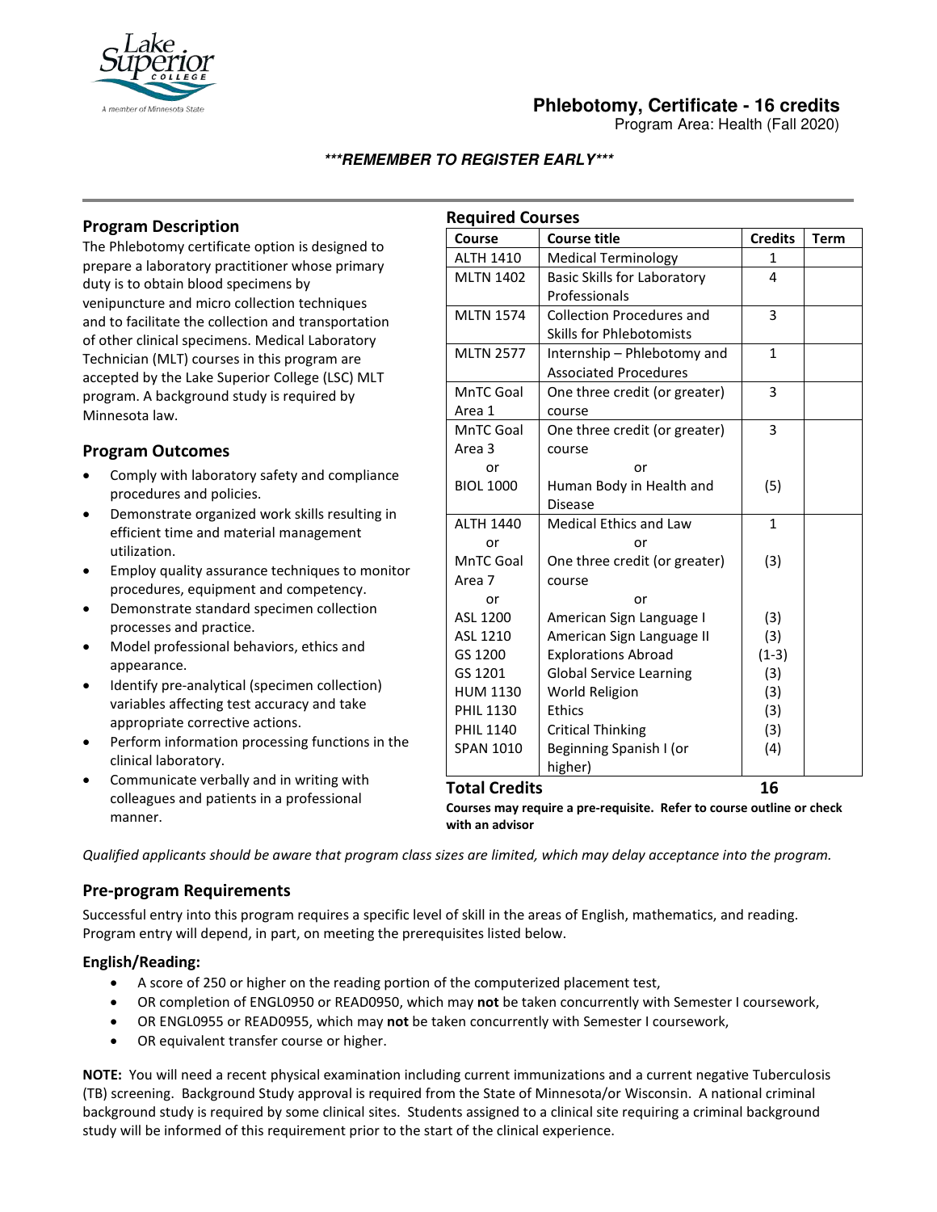# Phlebotomy, Certificate - 16 credits

Program Area: Health (Fall 2020)

***REMEMBER TO REGISTER EARLY***

## Program Description

The Phlebotomy certificate option is designed to prepare a laboratory practitioner whose primary duty is to obtain blood specimens by venipuncture and micro collection techniques and to facilitate the collection and transportation of other clinical specimens. Medical Laboratory Technician (MLT) courses in this program are accepted by the Lake Superior College (LSC) MLT program. A background study is required by Minnesota law.

## Program Outcomes

- Comply with laboratory safety and compliance procedures and policies.
- Demonstrate organized work skills resulting in efficient time and material management utilization.
- Employ quality assurance techniques to monitor procedures, equipment and competency.
- Demonstrate standard specimen collection processes and practice.
- Model professional behaviors, ethics and appearance.
- Identify pre-analytical (specimen collection) variables affecting test accuracy and take appropriate corrective actions.
- Perform information processing functions in the clinical laboratory.
- Communicate verbally and in writing with colleagues and patients in a professional manner.

## Required Courses

| Course | Course title | Credits | Term |
|---|---|---|---|
| ALTH 1410 | Medical Terminology | 1 | |
| MLTN 1402 | Basic Skills for Laboratory Professionals | 4 | |
| MLTN 1574 | Collection Procedures and Skills for Phlebotomists | 3 | |
| MLTN 2577 | Internship – Phlebotomy and Associated Procedures | 1 | |
| MnTC Goal Area 1 | One three credit (or greater) course | 3 | |
| MnTC Goal Area 3 | One three credit (or greater) course | 3 | |
| or | or | | |
| BIOL 1000 | Human Body in Health and Disease | (5) | |
| ALTH 1440 | Medical Ethics and Law | 1 | |
| or | or | | |
| MnTC Goal Area 7 | One three credit (or greater) course | (3) | |
| or | or | | |
| ASL 1200 | American Sign Language I | (3) | |
| ASL 1210 | American Sign Language II | (3) | |
| GS 1200 | Explorations Abroad | (1-3) | |
| GS 1201 | Global Service Learning | (3) | |
| HUM 1130 | World Religion | (3) | |
| PHIL 1130 | Ethics | (3) | |
| PHIL 1140 | Critical Thinking | (3) | |
| SPAN 1010 | Beginning Spanish I (or higher) | (4) | |
| **Total Credits** | | **16** | |

**Courses may require a pre-requisite. Refer to course outline or check with an advisor**

*Qualified applicants should be aware that program class sizes are limited, which may delay acceptance into the program.*

## Pre-program Requirements

Successful entry into this program requires a specific level of skill in the areas of English, mathematics, and reading. Program entry will depend, in part, on meeting the prerequisites listed below.

### English/Reading:

- A score of 250 or higher on the reading portion of the computerized placement test,
- OR completion of ENGL0950 or READ0950, which may **not** be taken concurrently with Semester I coursework,
- OR ENGL0955 or READ0955, which may **not** be taken concurrently with Semester I coursework,
- OR equivalent transfer course or higher.

**NOTE:** You will need a recent physical examination including current immunizations and a current negative Tuberculosis (TB) screening. Background Study approval is required from the State of Minnesota/or Wisconsin. A national criminal background study is required by some clinical sites. Students assigned to a clinical site requiring a criminal background study will be informed of this requirement prior to the start of the clinical experience.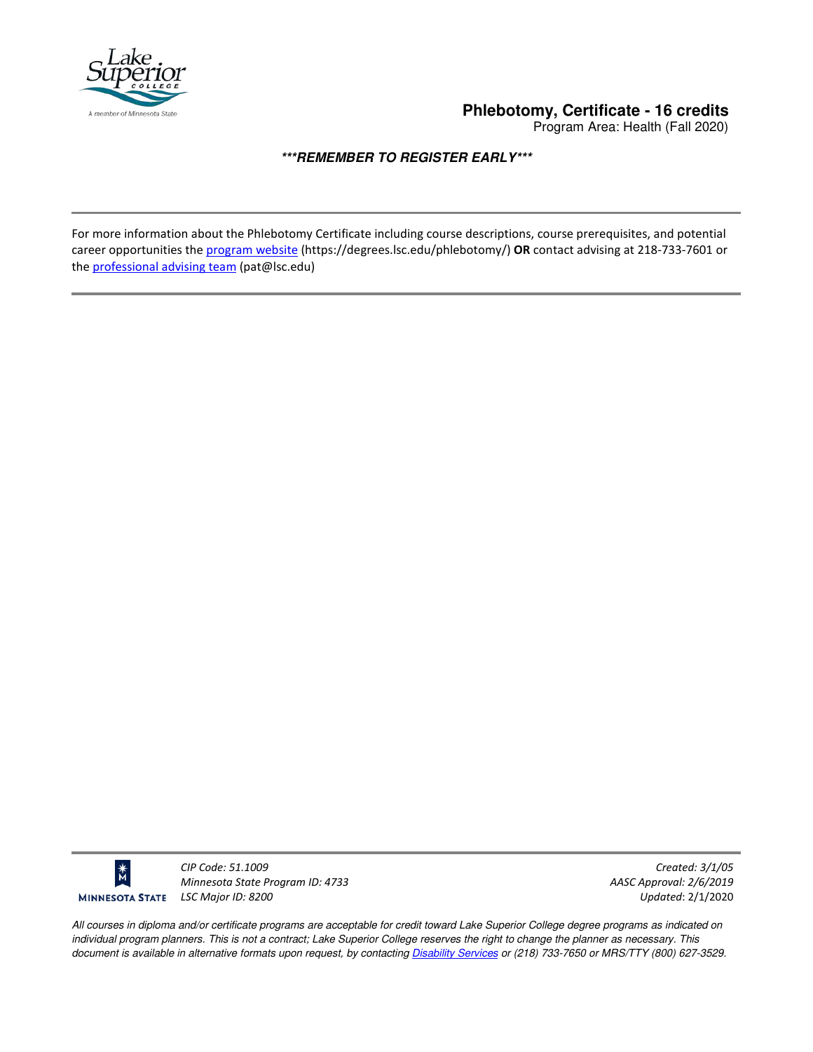## Phlebotomy, Certificate - 16 credits

Program Area: Health (Fall 2020)

***REMEMBER TO REGISTER EARLY***

---

For more information about the Phlebotomy Certificate including course descriptions, course prerequisites, and potential career opportunities the program website (https://degrees.lsc.edu/phlebotomy/) **OR** contact advising at 218-733-7601 or the professional advising team (pat@lsc.edu)

---

*CIP Code: 51.1009*
*Minnesota State Program ID: 4733*
*LSC Major ID: 8200*

*Created: 3/1/05*
*AASC Approval: 2/6/2019*
*Updated*: 2/1/2020

*All courses in diploma and/or certificate programs are acceptable for credit toward Lake Superior College degree programs as indicated on individual program planners. This is not a contract; Lake Superior College reserves the right to change the planner as necessary. This document is available in alternative formats upon request, by contacting Disability Services or (218) 733-7650 or MRS/TTY (800) 627-3529.*